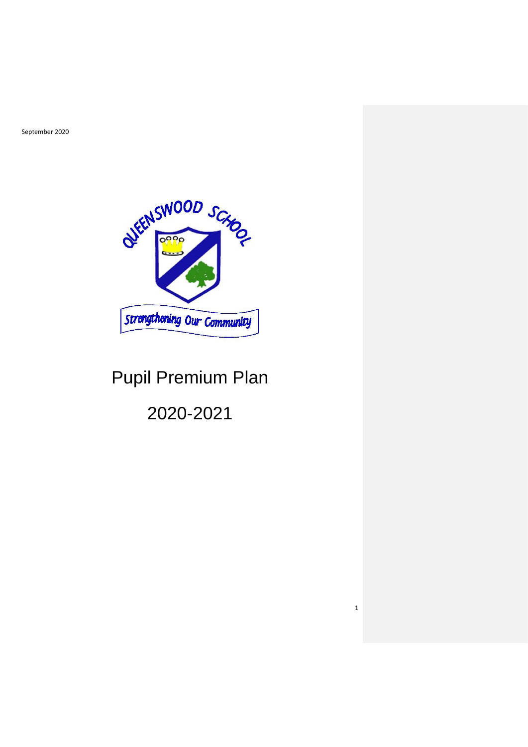September 2020

# Pupil Premium Plan

## 2020-2021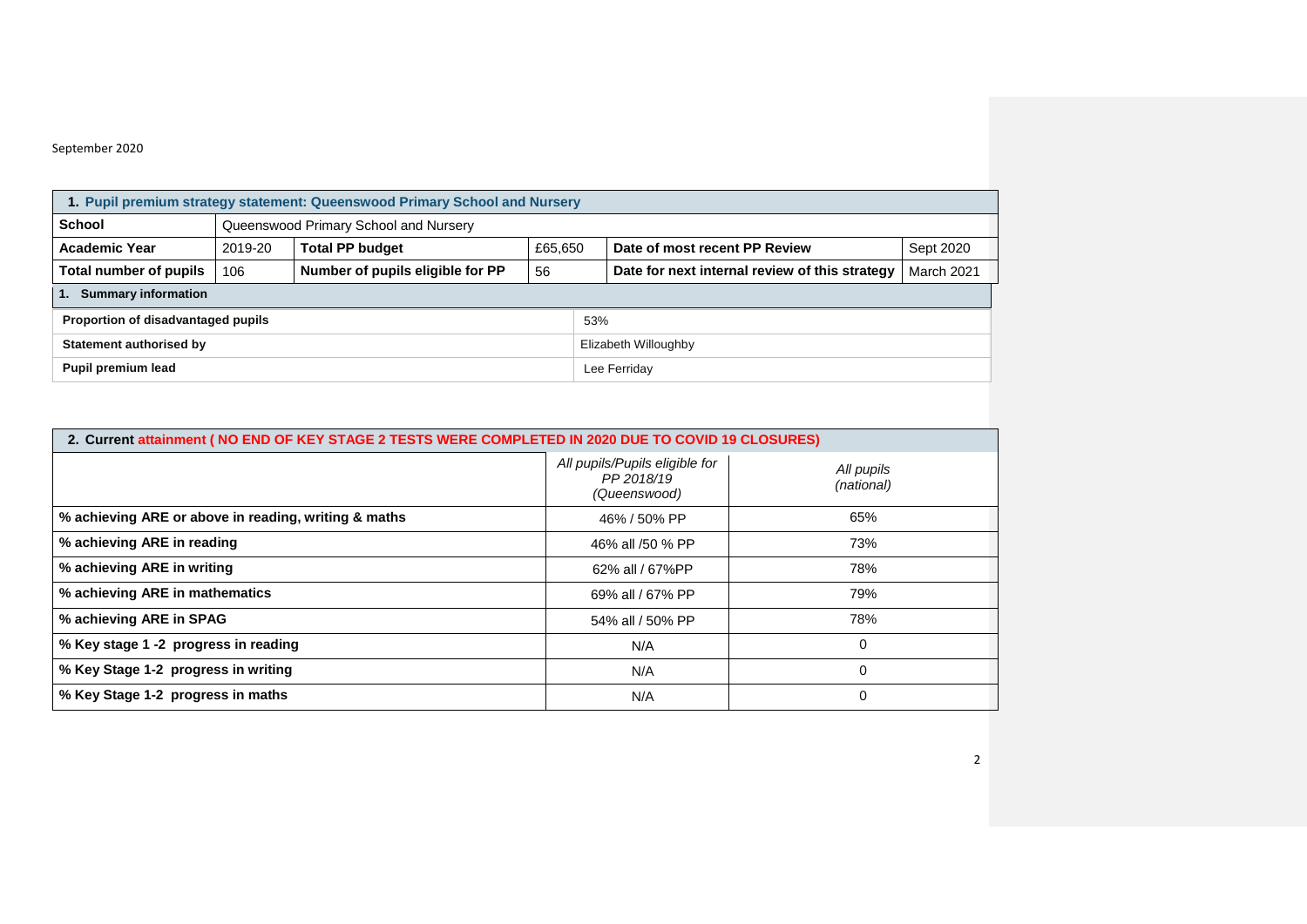September 2020

| 1. Pupil premium strategy statement: Queenswood Primary School and Nursery | | | | | |
|---|---|---|---|---|---|
| **School** | Queenswood Primary School and Nursery | | | | |
| **Academic Year** | 2019-20 | **Total PP budget** | £65,650 | **Date of most recent PP Review** | Sept 2020 |
| **Total number of pupils** | 106 | **Number of pupils eligible for PP** | 56 | **Date for next internal review of this strategy** | March 2021 |

| 1. Summary information | |
|---|---|
| **Proportion of disadvantaged pupils** | 53% |
| **Statement authorised by** | Elizabeth Willoughby |
| **Pupil premium lead** | Lee Ferriday |

| 2. Current attainment ( NO END OF KEY STAGE 2 TESTS WERE COMPLETED IN 2020 DUE TO COVID 19 CLOSURES) | | |
|---|---|---|
| | *All pupils/Pupils eligible for PP 2018/19 (Queenswood)* | *All pupils (national)* |
| **% achieving ARE or above in reading, writing & maths** | 46% / 50% PP | 65% |
| **% achieving ARE in reading** | 46% all /50 % PP | 73% |
| **% achieving ARE in writing** | 62% all / 67%PP | 78% |
| **% achieving ARE in mathematics** | 69% all / 67% PP | 79% |
| **% achieving ARE in SPAG** | 54% all / 50% PP | 78% |
| **% Key stage 1 -2 progress in reading** | N/A | 0 |
| **% Key Stage 1-2 progress in writing** | N/A | 0 |
| **% Key Stage 1-2 progress in maths** | N/A | 0 |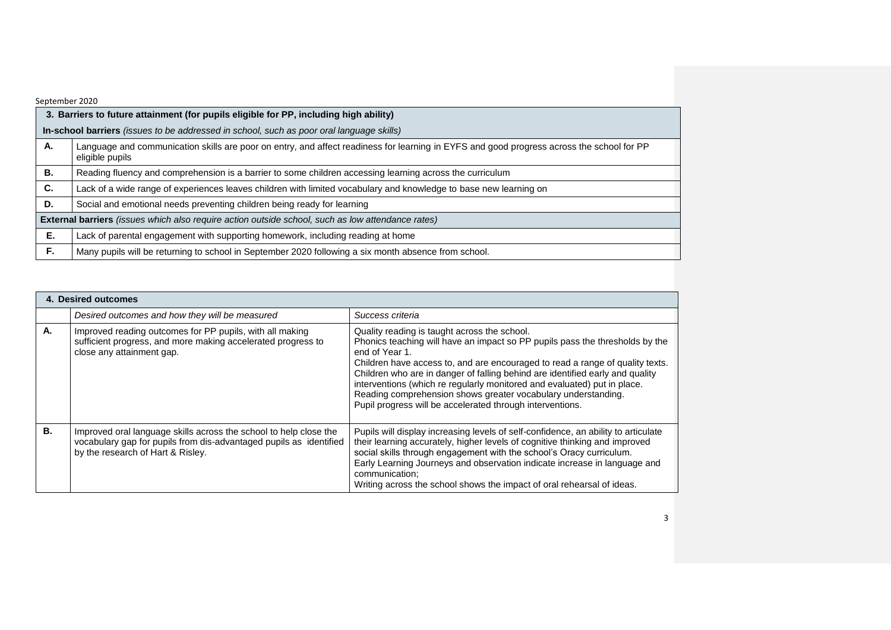September 2020

| 3. Barriers to future attainment (for pupils eligible for PP, including high ability) | |
|---|---|
| **In-school barriers** *(issues to be addressed in school, such as poor oral language skills)* | |
| **A.** | Language and communication skills are poor on entry, and affect readiness for learning in EYFS and good progress across the school for PP eligible pupils |
| **B.** | Reading fluency and comprehension is a barrier to some children accessing learning across the curriculum |
| **C.** | Lack of a wide range of experiences leaves children with limited vocabulary and knowledge to base new learning on |
| **D.** | Social and emotional needs preventing children being ready for learning |
| **External barriers** *(issues which also require action outside school, such as low attendance rates)* | |
| **E.** | Lack of parental engagement with supporting homework, including reading at home |
| **F.** | Many pupils will be returning to school in September 2020 following a six month absence from school. |

| 4. Desired outcomes | | |
|---|---|---|
| | *Desired outcomes and how they will be measured* | *Success criteria* |
| **A.** | Improved reading outcomes for PP pupils, with all making sufficient progress, and more making accelerated progress to close any attainment gap. | Quality reading is taught across the school.<br>Phonics teaching will have an impact so PP pupils pass the thresholds by the end of Year 1.<br>Children have access to, and are encouraged to read a range of quality texts.<br>Children who are in danger of falling behind are identified early and quality interventions (which re regularly monitored and evaluated) put in place.<br>Reading comprehension shows greater vocabulary understanding.<br>Pupil progress will be accelerated through interventions. |
| **B.** | Improved oral language skills across the school to help close the vocabulary gap for pupils from dis-advantaged pupils as identified by the research of Hart & Risley. | Pupils will display increasing levels of self-confidence, an ability to articulate their learning accurately, higher levels of cognitive thinking and improved social skills through engagement with the school's Oracy curriculum.<br>Early Learning Journeys and observation indicate increase in language and communication;<br>Writing across the school shows the impact of oral rehearsal of ideas. |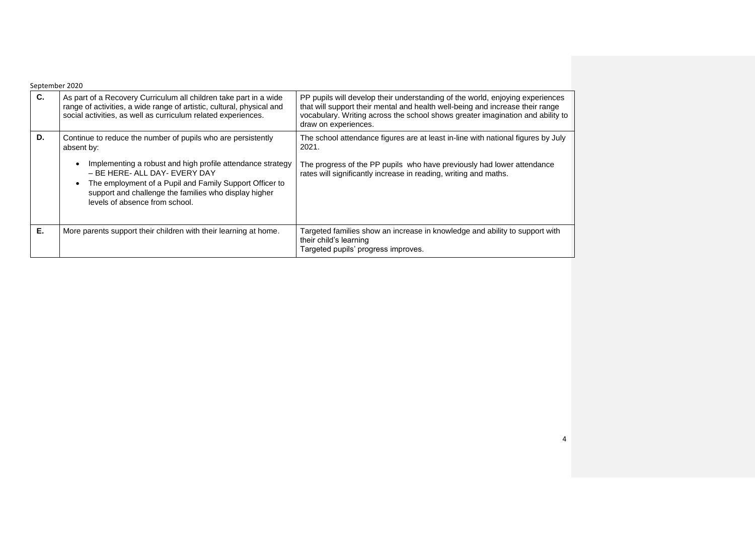| | | |
|---|---|---|
| **C.** | As part of a Recovery Curriculum all children take part in a wide range of activities, a wide range of artistic, cultural, physical and social activities, as well as curriculum related experiences. | PP pupils will develop their understanding of the world, enjoying experiences that will support their mental and health well-being and increase their range vocabulary. Writing across the school shows greater imagination and ability to draw on experiences. |
| **D.** | Continue to reduce the number of pupils who are persistently absent by:<br><br>• Implementing a robust and high profile attendance strategy – BE HERE- ALL DAY- EVERY DAY<br>• The employment of a Pupil and Family Support Officer to support and challenge the families who display higher levels of absence from school. | The school attendance figures are at least in-line with national figures by July 2021.<br><br>The progress of the PP pupils who have previously had lower attendance rates will significantly increase in reading, writing and maths. |
| **E.** | More parents support their children with their learning at home. | Targeted families show an increase in knowledge and ability to support with their child's learning<br>Targeted pupils' progress improves. |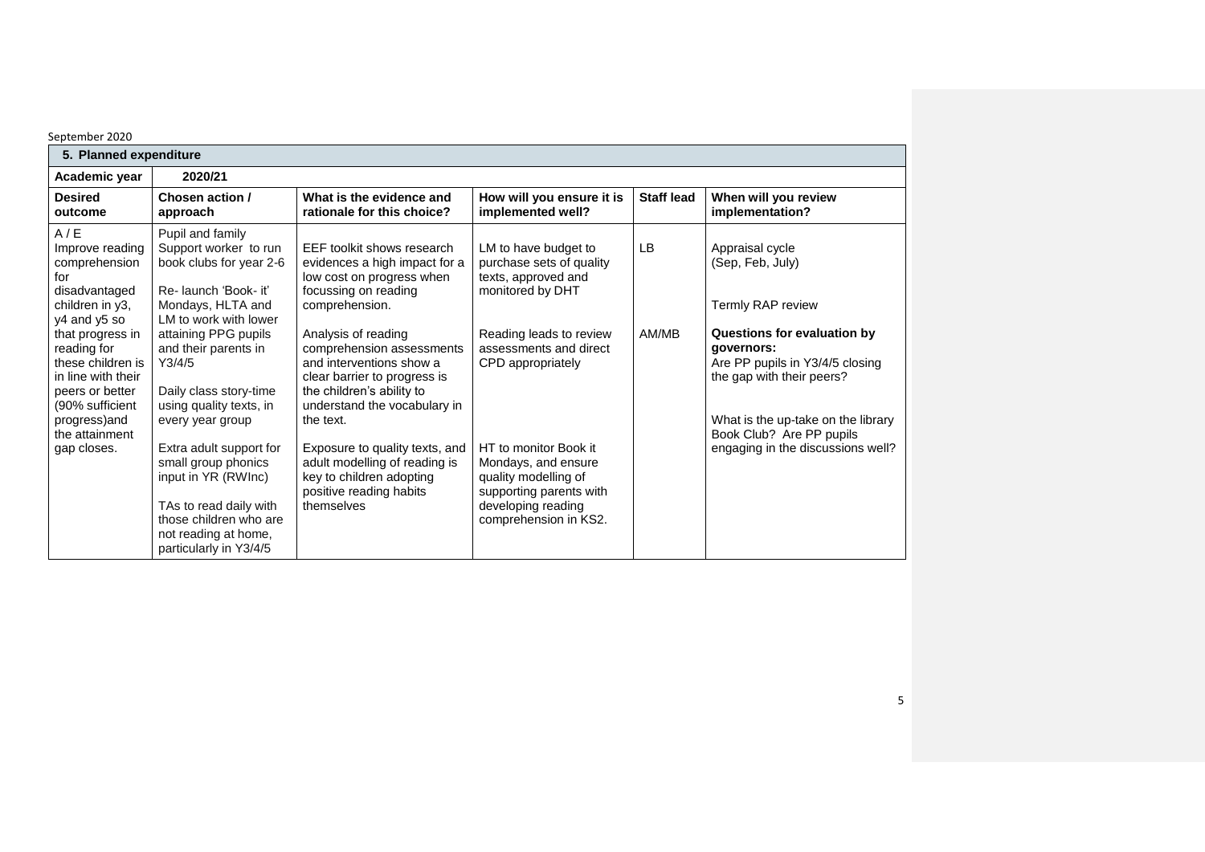September 2020

| **5. Planned expenditure** | | | | | |
|---|---|---|---|---|---|
| **Academic year** | **2020/21** | | | | |
| **Desired outcome** | **Chosen action / approach** | **What is the evidence and rationale for this choice?** | **How will you ensure it is implemented well?** | **Staff lead** | **When will you review implementation?** |
| A / E<br>Improve reading comprehension for disadvantaged children in y3, y4 and y5 so that progress in reading for these children is in line with their peers or better (90% sufficient progress)and the attainment gap closes. | Pupil and family Support worker to run book clubs for year 2-6<br><br>Re- launch 'Book- it' Mondays, HLTA and LM to work with lower attaining PPG pupils and their parents in Y3/4/5<br><br>Daily class story-time using quality texts, in every year group<br><br>Extra adult support for small group phonics input in YR (RWInc)<br><br>TAs to read daily with those children who are not reading at home, particularly in Y3/4/5 | EEF toolkit shows research evidences a high impact for a low cost on progress when focussing on reading comprehension.<br><br>Analysis of reading comprehension assessments and interventions show a clear barrier to progress is the children's ability to understand the vocabulary in the text.<br><br>Exposure to quality texts, and adult modelling of reading is key to children adopting positive reading habits themselves | LM to have budget to purchase sets of quality texts, approved and monitored by DHT<br><br>Reading leads to review assessments and direct CPD appropriately<br><br>HT to monitor Book it Mondays, and ensure quality modelling of supporting parents with developing reading comprehension in KS2. | LB<br><br>AM/MB | Appraisal cycle (Sep, Feb, July)<br><br>Termly RAP review<br><br>**Questions for evaluation by governors:**<br>Are PP pupils in Y3/4/5 closing the gap with their peers?<br><br>What is the up-take on the library Book Club? Are PP pupils engaging in the discussions well? |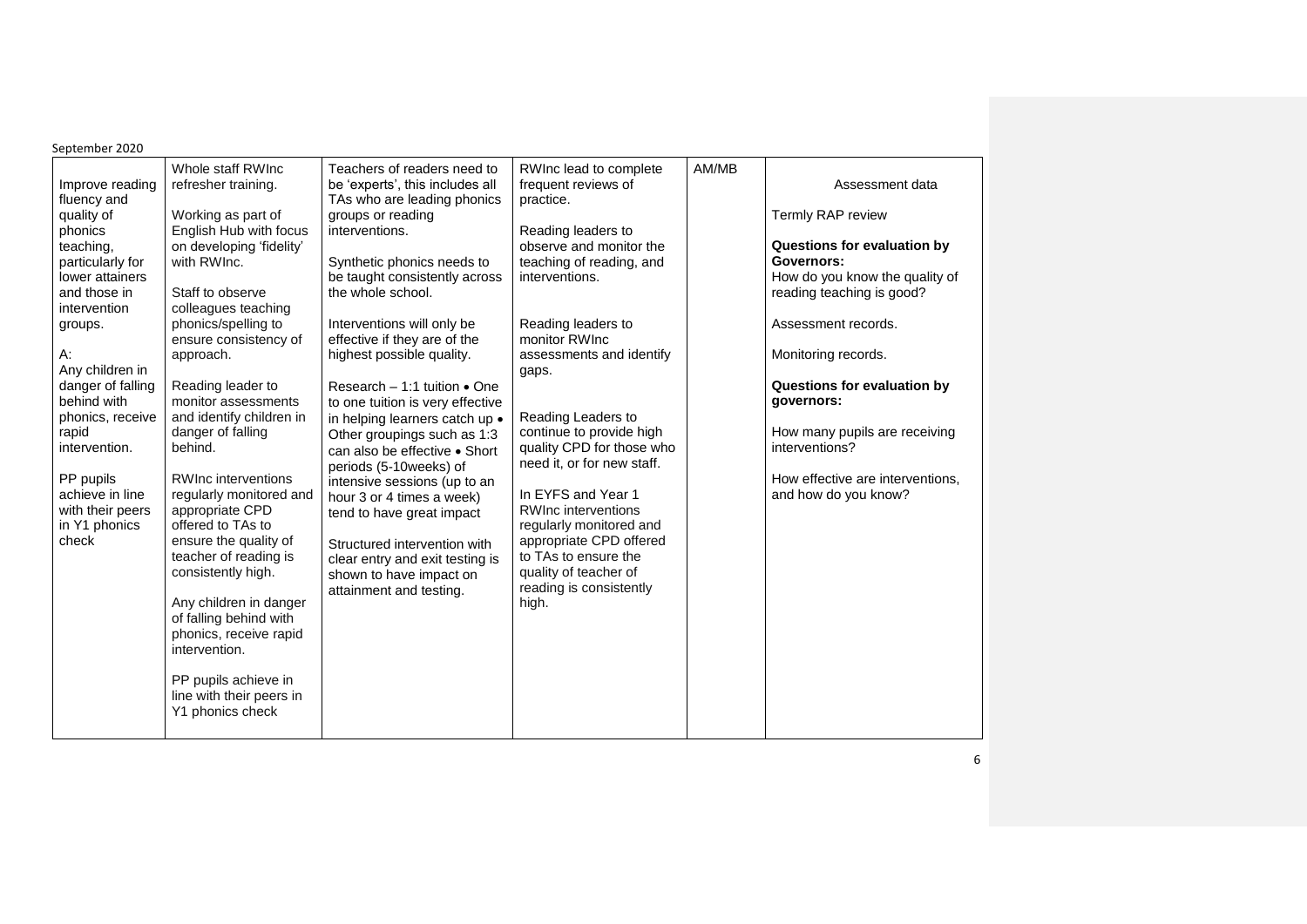September 2020

| | | | | | |
|---|---|---|---|---|---|
| Improve reading fluency and quality of phonics teaching, particularly for lower attainers and those in intervention groups.<br><br>A:<br>Any children in danger of falling behind with phonics, receive rapid intervention.<br><br>PP pupils achieve in line with their peers in Y1 phonics check | Whole staff RWInc refresher training.<br><br>Working as part of English Hub with focus on developing 'fidelity' with RWInc.<br><br>Staff to observe colleagues teaching phonics/spelling to ensure consistency of approach.<br><br>Reading leader to monitor assessments and identify children in danger of falling behind.<br><br>RWInc interventions regularly monitored and appropriate CPD offered to TAs to ensure the quality of teacher of reading is consistently high.<br><br>Any children in danger of falling behind with phonics, receive rapid intervention.<br><br>PP pupils achieve in line with their peers in Y1 phonics check | Teachers of readers need to be 'experts', this includes all TAs who are leading phonics groups or reading interventions.<br><br>Synthetic phonics needs to be taught consistently across the whole school.<br><br>Interventions will only be effective if they are of the highest possible quality.<br><br>Research – 1:1 tuition • One to one tuition is very effective in helping learners catch up • Other groupings such as 1:3 can also be effective • Short periods (5-10weeks) of intensive sessions (up to an hour 3 or 4 times a week) tend to have great impact<br><br>Structured intervention with clear entry and exit testing is shown to have impact on attainment and testing. | RWInc lead to complete frequent reviews of practice.<br><br>Reading leaders to observe and monitor the teaching of reading, and interventions.<br><br>Reading leaders to monitor RWInc assessments and identify gaps.<br><br>Reading Leaders to continue to provide high quality CPD for those who need it, or for new staff.<br><br>In EYFS and Year 1 RWInc interventions regularly monitored and appropriate CPD offered to TAs to ensure the quality of teacher of reading is consistently high. | AM/MB | Assessment data<br><br>Termly RAP review<br><br>**Questions for evaluation by Governors:**<br>How do you know the quality of reading teaching is good?<br><br>Assessment records.<br><br>Monitoring records.<br><br>**Questions for evaluation by governors:**<br><br>How many pupils are receiving interventions?<br><br>How effective are interventions, and how do you know? |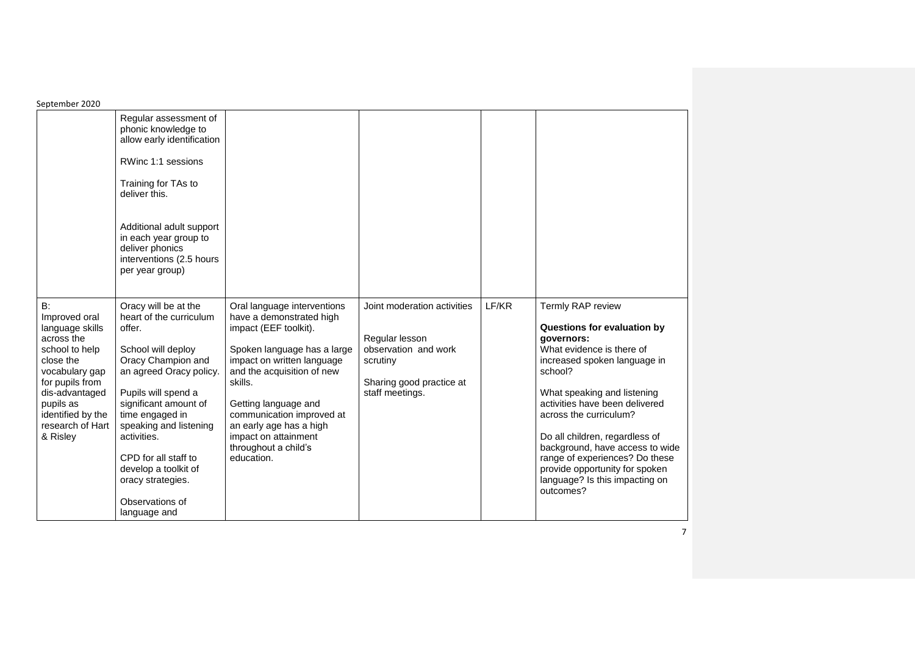| | | | | | |
|---|---|---|---|---|---|
| | Regular assessment of phonic knowledge to allow early identification<br><br>RWinc 1:1 sessions<br><br>Training for TAs to deliver this.<br><br>Additional adult support in each year group to deliver phonics interventions (2.5 hours per year group) | | | | |
| B: Improved oral language skills across the school to help close the vocabulary gap for pupils from dis-advantaged pupils as identified by the research of Hart & Risley | Oracy will be at the heart of the curriculum offer.<br><br>School will deploy Oracy Champion and an agreed Oracy policy.<br><br>Pupils will spend a significant amount of time engaged in speaking and listening activities.<br><br>CPD for all staff to develop a toolkit of oracy strategies.<br><br>Observations of language and | Oral language interventions have a demonstrated high impact (EEF toolkit).<br><br>Spoken language has a large impact on written language and the acquisition of new skills.<br><br>Getting language and communication improved at an early age has a high impact on attainment throughout a child's education. | Joint moderation activities<br><br>Regular lesson observation and work scrutiny<br><br>Sharing good practice at staff meetings. | LF/KR | Termly RAP review<br><br>**Questions for evaluation by governors:**<br>What evidence is there of increased spoken language in school?<br><br>What speaking and listening activities have been delivered across the curriculum?<br><br>Do all children, regardless of background, have access to wide range of experiences? Do these provide opportunity for spoken language? Is this impacting on outcomes? |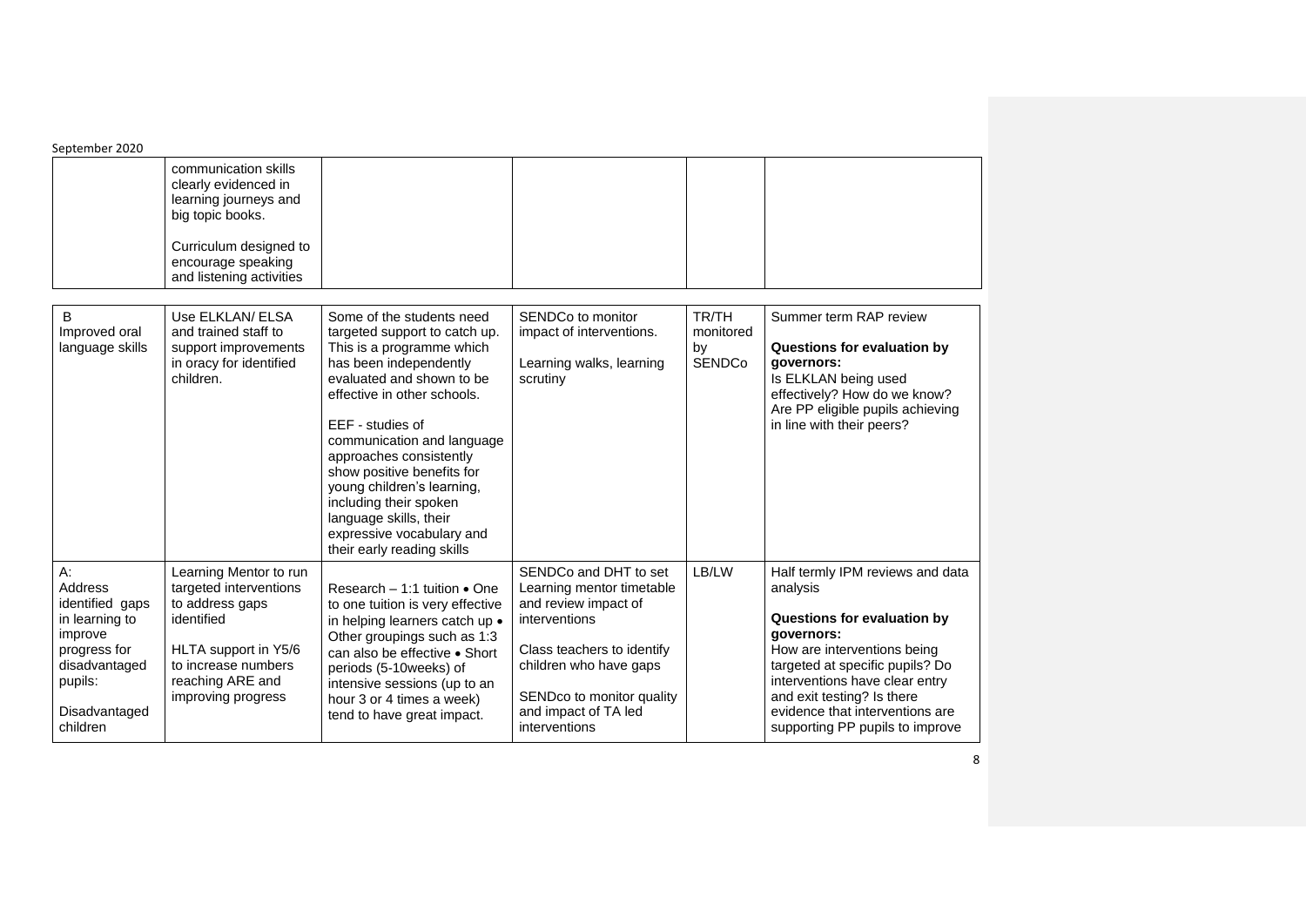| | communication skills clearly evidenced in learning journeys and big topic books.<br><br>Curriculum designed to encourage speaking and listening activities | | | | |
|---|---|---|---|---|---|

| B<br>Improved oral language skills | Use ELKLAN/ ELSA and trained staff to support improvements in oracy for identified children. | Some of the students need targeted support to catch up. This is a programme which has been independently evaluated and shown to be effective in other schools.<br><br>EEF - studies of communication and language approaches consistently show positive benefits for young children's learning, including their spoken language skills, their expressive vocabulary and their early reading skills | SENDCo to monitor impact of interventions.<br><br>Learning walks, learning scrutiny | TR/TH monitored by SENDCo | Summer term RAP review<br><br>**Questions for evaluation by governors:**<br>Is ELKLAN being used effectively? How do we know? Are PP eligible pupils achieving in line with their peers? |
|---|---|---|---|---|---|
| A:<br>Address identified gaps in learning to improve progress for disadvantaged pupils:<br><br>Disadvantaged children | Learning Mentor to run targeted interventions to address gaps identified<br><br>HLTA support in Y5/6 to increase numbers reaching ARE and improving progress | Research – 1:1 tuition • One to one tuition is very effective in helping learners catch up • Other groupings such as 1:3 can also be effective • Short periods (5-10weeks) of intensive sessions (up to an hour 3 or 4 times a week) tend to have great impact. | SENDCo and DHT to set Learning mentor timetable and review impact of interventions<br><br>Class teachers to identify children who have gaps<br><br>SENDco to monitor quality and impact of TA led interventions | LB/LW | Half termly IPM reviews and data analysis<br><br>**Questions for evaluation by governors:**<br>How are interventions being targeted at specific pupils? Do interventions have clear entry and exit testing? Is there evidence that interventions are supporting PP pupils to improve |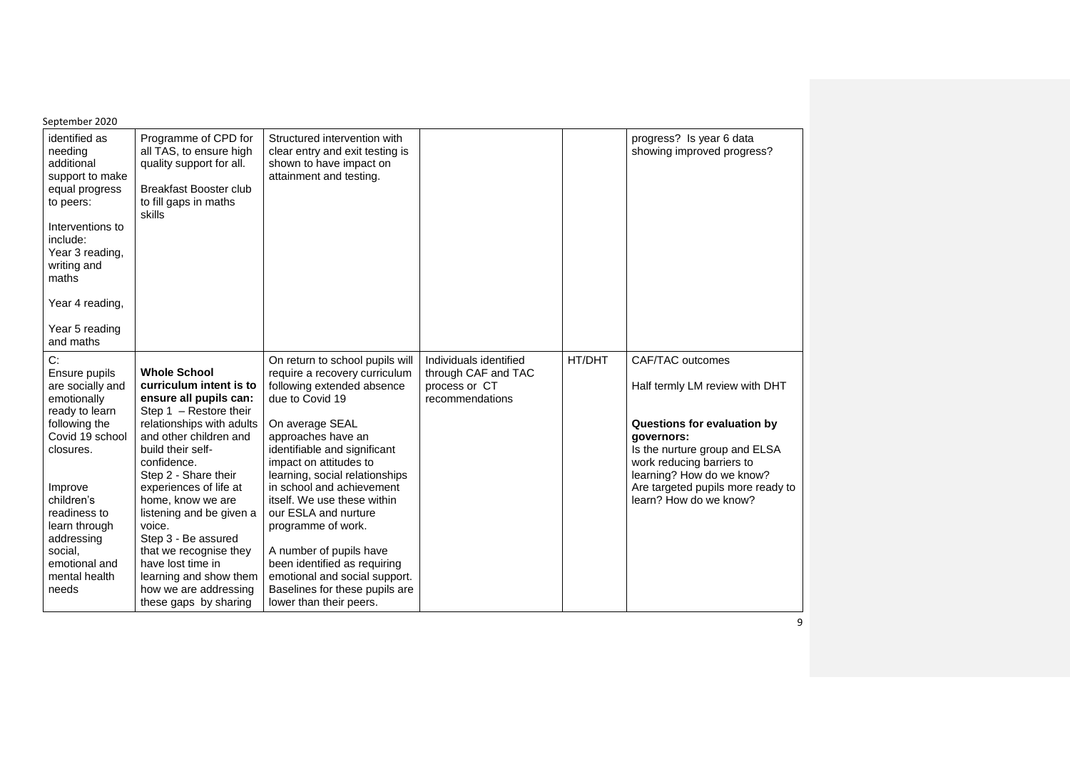| | | | | | |
|---|---|---|---|---|---|
| identified as needing additional support to make equal progress to peers:<br><br>Interventions to include:<br>Year 3 reading, writing and maths<br><br>Year 4 reading,<br><br>Year 5 reading and maths | Programme of CPD for all TAS, to ensure high quality support for all.<br><br>Breakfast Booster club to fill gaps in maths skills | Structured intervention with clear entry and exit testing is shown to have impact on attainment and testing. | | | progress? Is year 6 data showing improved progress? |
| C:<br>Ensure pupils are socially and emotionally ready to learn following the Covid 19 school closures.<br><br>Improve children's readiness to learn through addressing social, emotional and mental health needs | **Whole School curriculum intent is to ensure all pupils can:**<br>Step 1 – Restore their relationships with adults and other children and build their self-confidence.<br>Step 2 - Share their experiences of life at home, know we are listening and be given a voice.<br>Step 3 - Be assured that we recognise they have lost time in learning and show them how we are addressing these gaps by sharing | On return to school pupils will require a recovery curriculum following extended absence due to Covid 19<br><br>On average SEAL approaches have an identifiable and significant impact on attitudes to learning, social relationships in school and achievement itself. We use these within our ESLA and nurture programme of work.<br><br>A number of pupils have been identified as requiring emotional and social support. Baselines for these pupils are lower than their peers. | Individuals identified through CAF and TAC process or CT recommendations | HT/DHT | CAF/TAC outcomes<br><br>Half termly LM review with DHT<br><br>**Questions for evaluation by governors:**<br>Is the nurture group and ELSA work reducing barriers to learning? How do we know?<br>Are targeted pupils more ready to learn? How do we know? |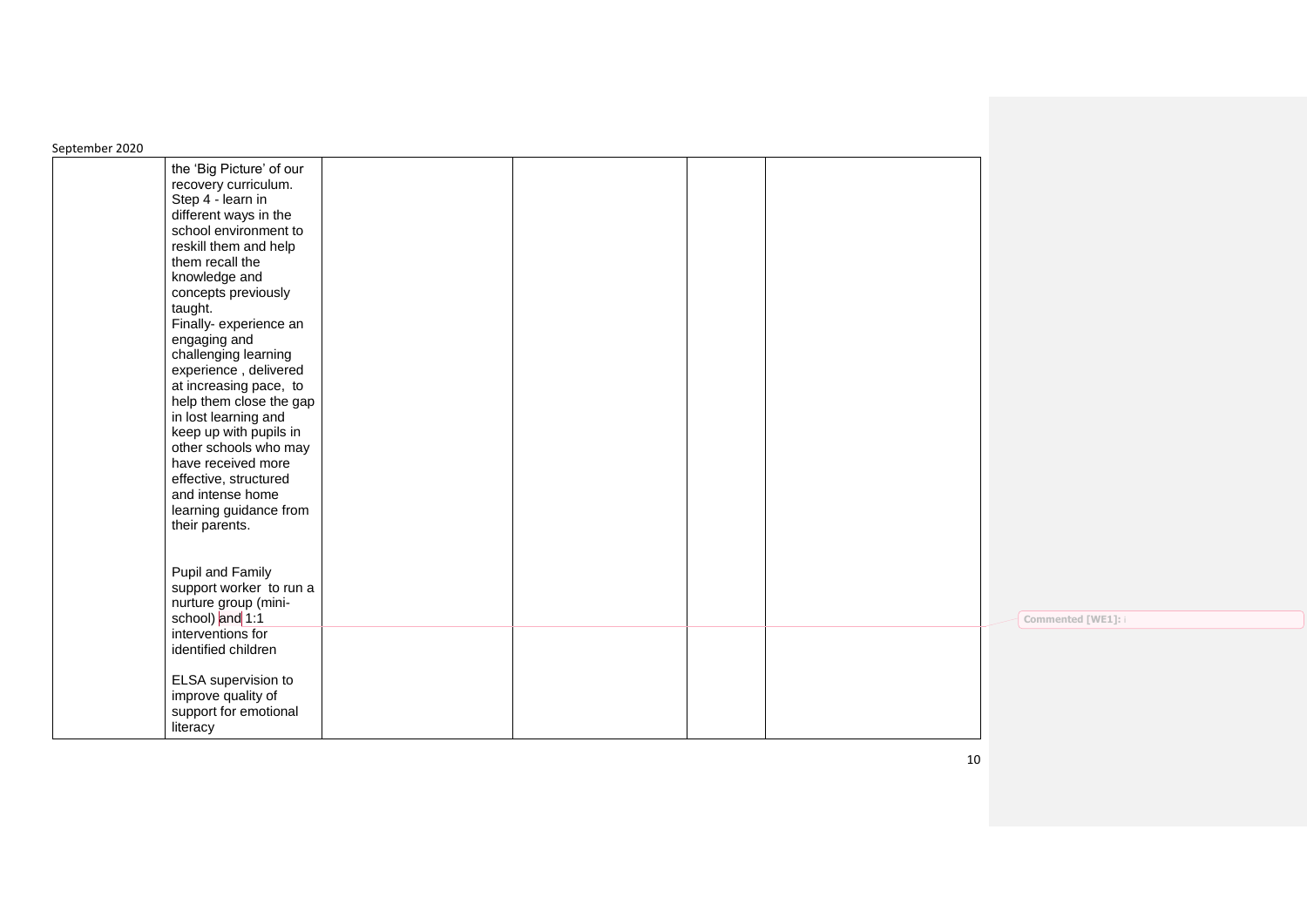| | | | | | |
|---|---|---|---|---|---|
| | the 'Big Picture' of our recovery curriculum.<br>Step 4 - learn in different ways in the school environment to reskill them and help them recall the knowledge and concepts previously taught.<br>Finally- experience an engaging and challenging learning experience , delivered at increasing pace, to help them close the gap in lost learning and keep up with pupils in other schools who may have received more effective, structured and intense home learning guidance from their parents.<br><br>Pupil and Family support worker to run a nurture group (mini-school) and 1:1 interventions for identified children<br><br>ELSA supervision to improve quality of support for emotional literacy | | | | |

Commented [WE1]: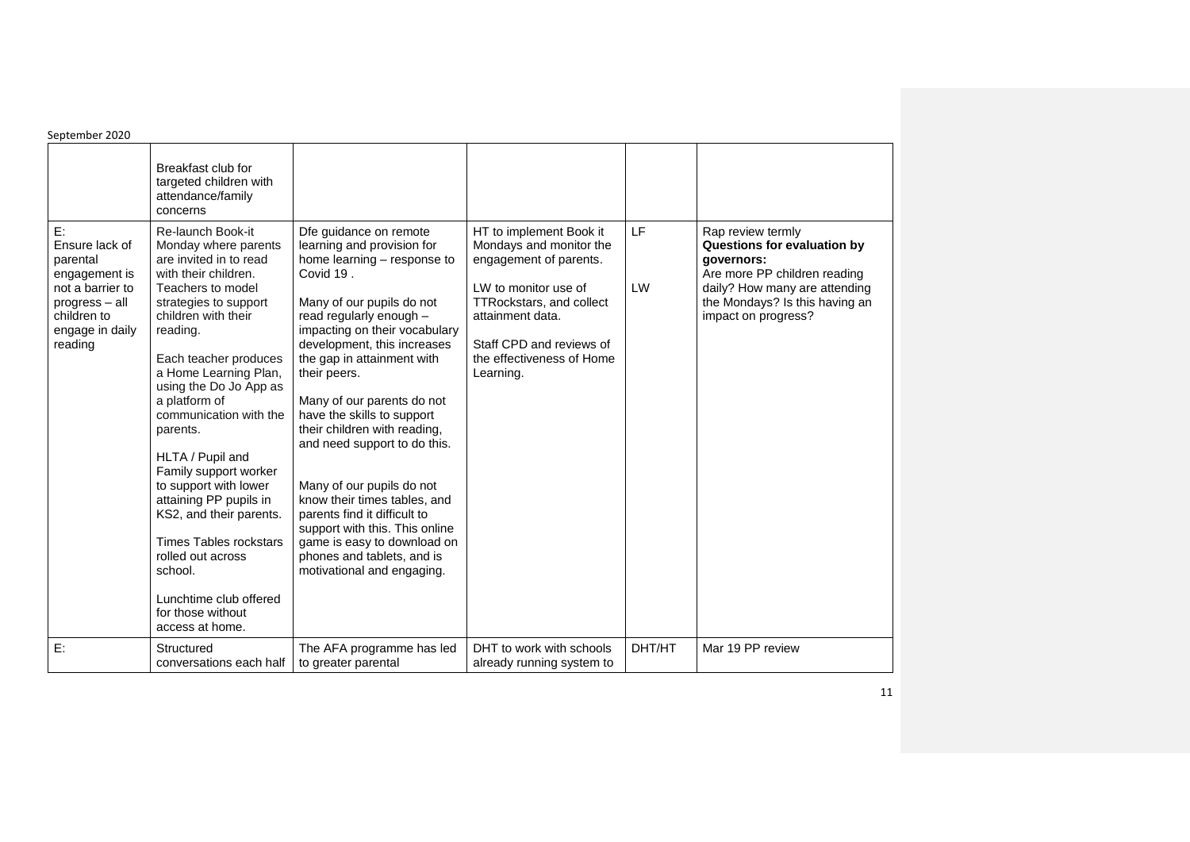| | | | | | |
|---|---|---|---|---|---|
| | Breakfast club for targeted children with attendance/family concerns | | | | |
| E: Ensure lack of parental engagement is not a barrier to progress – all children to engage in daily reading | Re-launch Book-it Monday where parents are invited in to read with their children. Teachers to model strategies to support children with their reading.<br><br>Each teacher produces a Home Learning Plan, using the Do Jo App as a platform of communication with the parents.<br><br>HLTA / Pupil and Family support worker to support with lower attaining PP pupils in KS2, and their parents.<br><br>Times Tables rockstars rolled out across school.<br><br>Lunchtime club offered for those without access at home. | Dfe guidance on remote learning and provision for home learning – response to Covid 19 .<br><br>Many of our pupils do not read regularly enough – impacting on their vocabulary development, this increases the gap in attainment with their peers.<br><br>Many of our parents do not have the skills to support their children with reading, and need support to do this.<br><br>Many of our pupils do not know their times tables, and parents find it difficult to support with this. This online game is easy to download on phones and tablets, and is motivational and engaging. | HT to implement Book it Mondays and monitor the engagement of parents.<br><br>LW to monitor use of TTRockstars, and collect attainment data.<br><br>Staff CPD and reviews of the effectiveness of Home Learning. | LF<br><br>LW | Rap review termly<br>**Questions for evaluation by governors:**<br>Are more PP children reading daily? How many are attending the Mondays? Is this having an impact on progress? |
| E: | Structured conversations each half | The AFA programme has led to greater parental | DHT to work with schools already running system to | DHT/HT | Mar 19 PP review |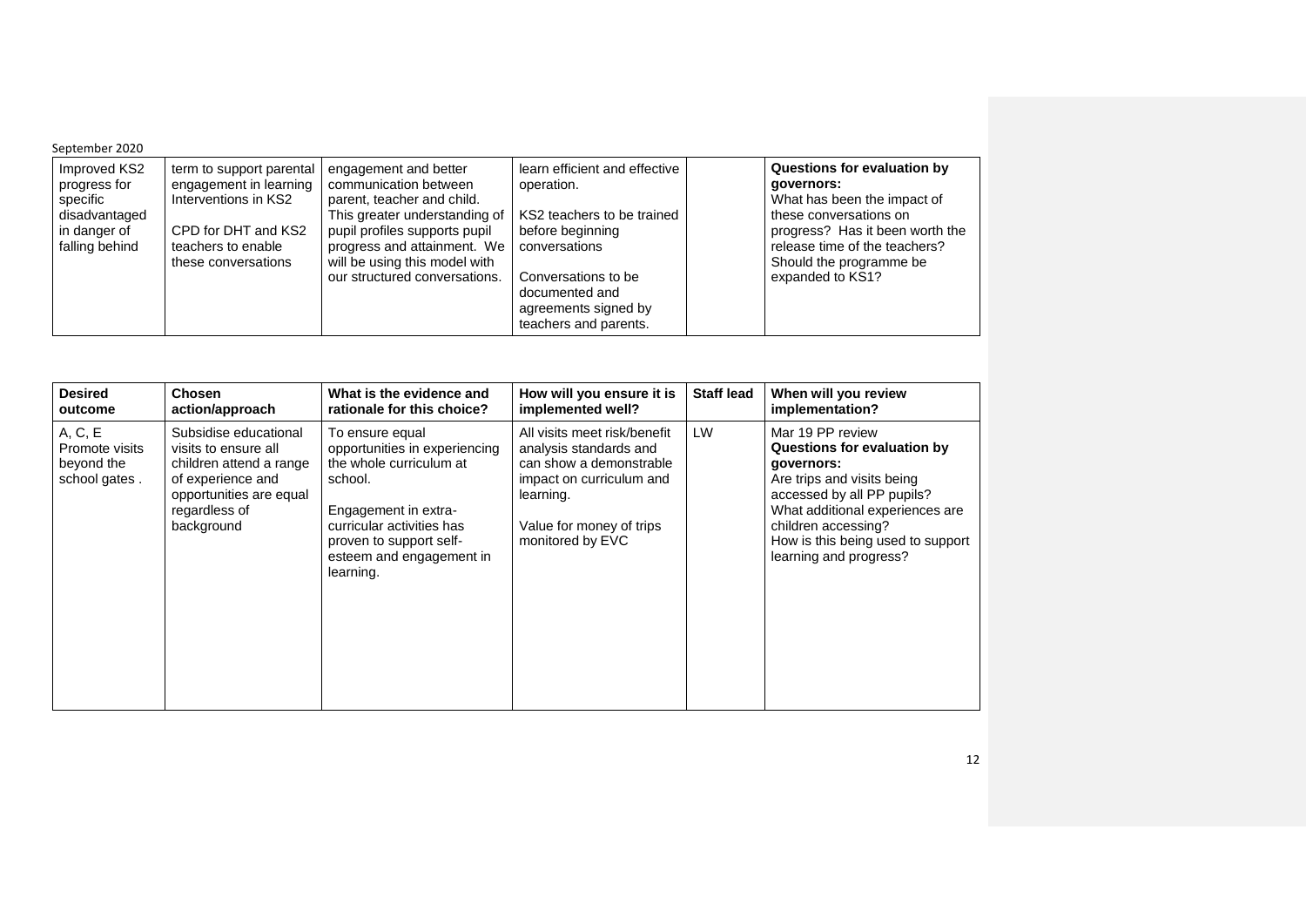| Improved KS2 progress for specific disadvantaged in danger of falling behind | term to support parental engagement in learning Interventions in KS2<br><br>CPD for DHT and KS2 teachers to enable these conversations | engagement and better communication between parent, teacher and child. This greater understanding of pupil profiles supports pupil progress and attainment. We will be using this model with our structured conversations. | learn efficient and effective operation.<br><br>KS2 teachers to be trained before beginning conversations<br><br>Conversations to be documented and agreements signed by teachers and parents. | | **Questions for evaluation by governors:**<br>What has been the impact of these conversations on progress? Has it been worth the release time of the teachers? Should the programme be expanded to KS1? |
|---|---|---|---|---|---|

| Desired outcome | Chosen action/approach | What is the evidence and rationale for this choice? | How will you ensure it is implemented well? | Staff lead | When will you review implementation? |
|---|---|---|---|---|---|
| A, C, E<br>Promote visits beyond the school gates . | Subsidise educational visits to ensure all children attend a range of experience and opportunities are equal regardless of background | To ensure equal opportunities in experiencing the whole curriculum at school.<br><br>Engagement in extra-curricular activities has proven to support self-esteem and engagement in learning. | All visits meet risk/benefit analysis standards and can show a demonstrable impact on curriculum and learning.<br><br>Value for money of trips monitored by EVC | LW | Mar 19 PP review<br>**Questions for evaluation by governors:**<br>Are trips and visits being accessed by all PP pupils?<br>What additional experiences are children accessing?<br>How is this being used to support learning and progress? |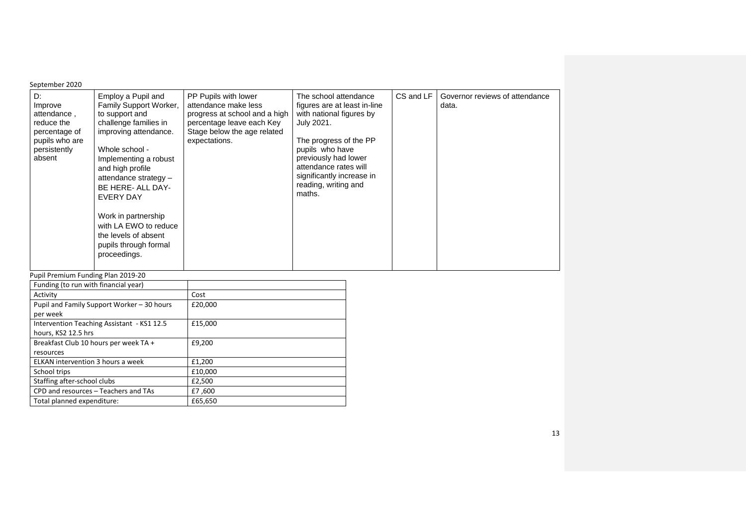September 2020

| | | | | | |
|---|---|---|---|---|---|
| D: Improve attendance , reduce the percentage of pupils who are persistently absent | Employ a Pupil and Family Support Worker, to support and challenge families in improving attendance.<br><br>Whole school - Implementing a robust and high profile attendance strategy – BE HERE- ALL DAY- EVERY DAY<br><br>Work in partnership with LA EWO to reduce the levels of absent pupils through formal proceedings. | PP Pupils with lower attendance make less progress at school and a high percentage leave each Key Stage below the age related expectations. | The school attendance figures are at least in-line with national figures by July 2021.<br><br>The progress of the PP pupils who have previously had lower attendance rates will significantly increase in reading, writing and maths. | CS and LF | Governor reviews of attendance data. |

Pupil Premium Funding Plan 2019-20

| Funding (to run with financial year) | |
|---|---|
| Activity | Cost |
| Pupil and Family Support Worker – 30 hours per week | £20,000 |
| Intervention Teaching Assistant - KS1 12.5 hours, KS2 12.5 hrs | £15,000 |
| Breakfast Club 10 hours per week TA + resources | £9,200 |
| ELKAN intervention 3 hours a week | £1,200 |
| School trips | £10,000 |
| Staffing after-school clubs | £2,500 |
| CPD and resources – Teachers and TAs | £7 ,600 |
| Total planned expenditure: | £65,650 |